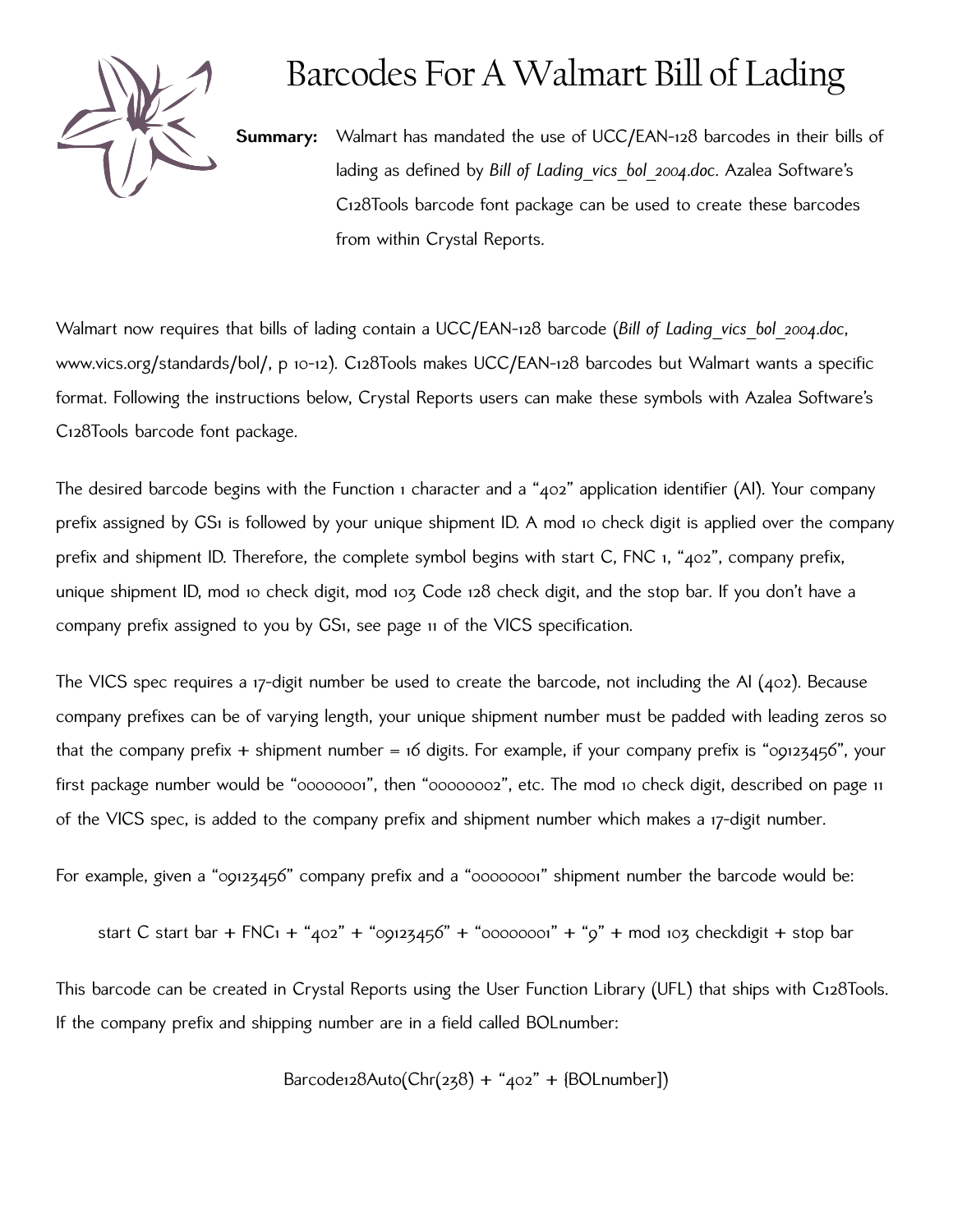# Barcodes For A Walmart Bill of Lading

**Summary:** Walmart has mandated the use of UCC/EAN-128 barcodes in their bills of lading as defined by *Bill of Lading_vics_bol_2004.doc*. Azalea Software's C128Tools barcode font package can be used to create these barcodes from within Crystal Reports.

Walmart now requires that bills of lading contain a UCC/EAN-128 barcode (*Bill of Lading_vics_bol_2004.doc*, www.vics.org/standards/bol/, p 10-12). C128Tools makes UCC/EAN-128 barcodes but Walmart wants a specific format. Following the instructions below, Crystal Reports users can make these symbols with Azalea Software's C128Tools barcode font package.

The desired barcode begins with the Function 1 character and a "402" application identifier (AI). Your company prefix assigned by GS1 is followed by your unique shipment ID. A mod 10 check digit is applied over the company prefix and shipment ID. Therefore, the complete symbol begins with start C, FNC 1, "402", company prefix, unique shipment ID, mod 10 check digit, mod 103 Code 128 check digit, and the stop bar. If you don't have a company prefix assigned to you by GS1, see page 11 of the VICS specification.

The VICS spec requires a 17-digit number be used to create the barcode, not including the AI (402). Because company prefixes can be of varying length, your unique shipment number must be padded with leading zeros so that the company prefix + shipment number = 16 digits. For example, if your company prefix is "09123456", your first package number would be "00000001", then "00000002", etc. The mod 10 check digit, described on page 11 of the VICS spec, is added to the company prefix and shipment number which makes a 17-digit number.

For example, given a "09123456" company prefix and a "00000001" shipment number the barcode would be:

start C start bar + FNC1 + "402" + "09123456" + "00000001" + "9" + mod 103 checkdigit + stop bar

This barcode can be created in Crystal Reports using the User Function Library (UFL) that ships with C128Tools. If the company prefix and shipping number are in a field called BOLnumber:

```
Barcode128Auto(Chr(238) + "402" + {BOLnumber})
```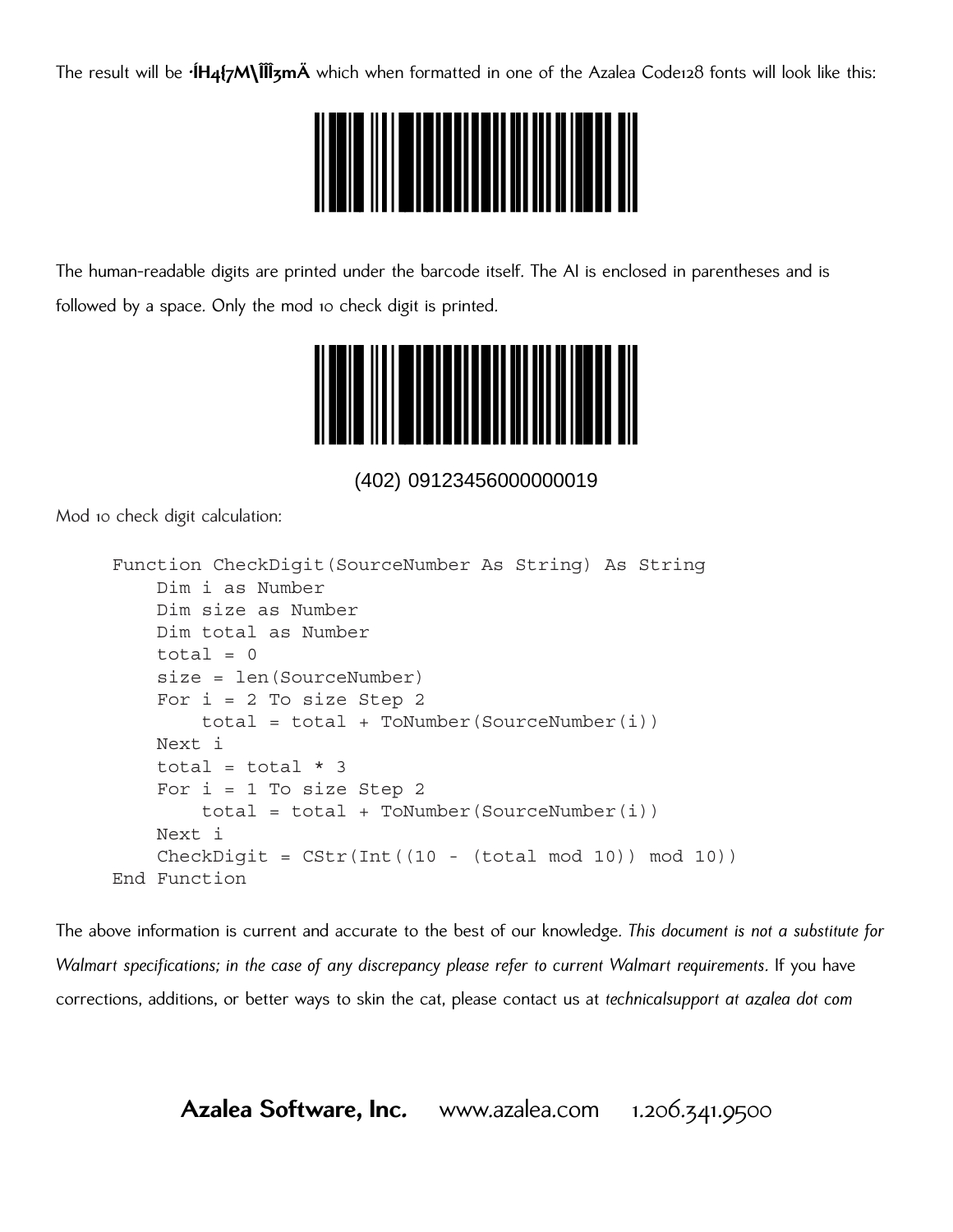The result will be **·ÍH4{7M\ÎÎÎ3mÄ** which when formatted in one of the Azalea Code128 fonts will look like this:

The human-readable digits are printed under the barcode itself. The AI is enclosed in parentheses and is followed by a space. Only the mod 10 check digit is printed.

(402) 09123456000000019

Mod 10 check digit calculation:

```
Function CheckDigit(SourceNumber As String) As String
    Dim i as Number
    Dim size as Number
    Dim total as Number
    total = 0
    size = len(SourceNumber)
    For i = 2 To size Step 2
        total = total + ToNumber(SourceNumber(i))
    Next i
    total = total * 3
    For i = 1 To size Step 2
        total = total + ToNumber(SourceNumber(i))
    Next i
    CheckDigit = CStr(Int((10 - (total mod 10)) mod 10))
End Function
```

The above information is current and accurate to the best of our knowledge. *This document is not a substitute for Walmart specifications; in the case of any discrepancy please refer to current Walmart requirements.* If you have corrections, additions, or better ways to skin the cat, please contact us at *technicalsupport at azalea dot com*

**Azalea Software, Inc.** www.azalea.com 1.206.341.9500